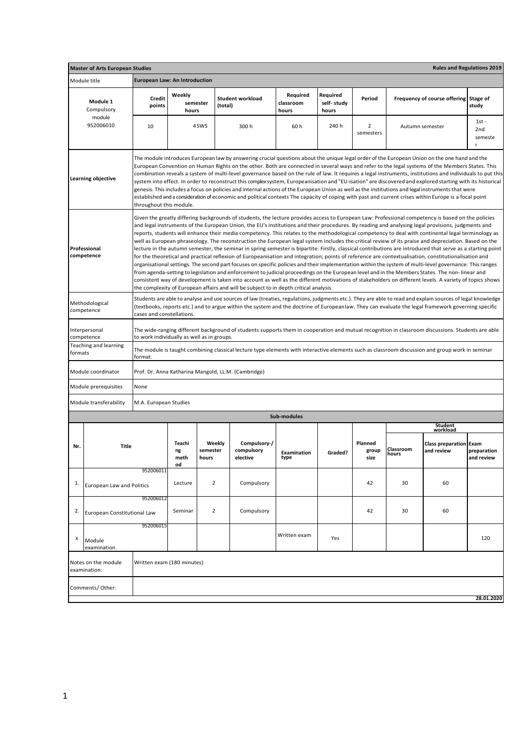| **Master of Arts European Studies** | | | | | | | | | **Rules and Regulations 2019** |
|---|---|---|---|---|---|---|---|---|---|
| Module title | **European Law: An Introduction** | | | | | | | | |
| **Module 1** Compulsory module 952006010 | **Credit points** | **Weekly semester hours** | **Student workload (total)** | **Required classroom hours** | **Required self- study hours** | **Period** | **Frequency of course offering** | | **Stage of study** |
| | 10 | 4 SWS | 300 h | 60 h | 240 h | 2 semesters | Autumn semester | | 1st - 2nd semester |
| **Learning objective** | The module introduces European law by answering crucial questions about the unique legal order of the European Union on the one hand and the European Convention on Human Rights on the other. Both are connected in several ways and refer to the legal systems of the Members States. This combination reveals a system of multi-level governance based on the rule of law. It requires a legal instruments, institutions and individuals to put this system into effect. In order to reconstruct this complex system, Europeanisation and "EU-isation" are discovered and explored starting with its historical genesis. This includes a focus on policies and internal actions of the European Union as well as the institutions and legal instruments that were established and a consideration of economic and political contexts The capacity of coping with past and current crises within Europe is a focal point throughout this module. | | | | | | | | |
| **Professional competence** | Given the greatly differing backgrounds of students, the lecture provides access to European Law: Professional competency is based on the policies and legal instruments of the European Union, the EU's institutions and their procedures. By reading and analysing legal provisions, judgments and reports, students will enhance their media competency. This relates to the methodological competency to deal with continental legal terminology as well as European phraseology. The reconstruction the European legal system includes the critical review of its praise and depreciation. Based on the lecture in the autumn semester, the seminar in spring semester is bipartite: Firstly, classical contributions are introduced that serve as a starting point for the theoretical and practical reflexion of Europeanisation and integration; points of reference are contextualisation, constitutionalisation and organisational settings. The second part focuses on specific policies and their implementation within the system of multi-level governance: This ranges from agenda-setting to legislation and enforcement to judicial proceedings on the European level and in the Members States. The non- linear and consistent way of development is taken into account as well as the different motivations of stakeholders on different levels. A variety of topics shows the complexity of European affairs and will be subject to in depth critical analysis. | | | | | | | | |
| Methodological competence | Students are able to analyse and use sources of law (treaties, regulations, judgments etc.). They are able to read and explain sources of legal knowledge (textbooks, reports etc.) and to argue within the system and the doctrine of European law. They can evaluate the legal framework governing specific cases and constellations. | | | | | | | | |
| Interpersonal competence | The wide-ranging different background of students supports them in cooperation and mutual recognition in classroom discussions. Students are able to work individually as well as in groups. | | | | | | | | |
| Teaching and learning formats | The module is taught combining classical lecture type elements with interactive elements such as classroom discussion and group work in seminar format. | | | | | | | | |
| Module coordinator | Prof. Dr. Anna Katharina Mangold, LL.M. (Cambridge) | | | | | | | | |
| Module prerequisites | None | | | | | | | | |
| Module transferability | M.A. European Studies | | | | | | | | |

**Sub-modules**

| Nr. | Title | Teaching method | Weekly semester hours | Compulsory-/ compulsory elective | Examination type | Graded? | Planned group size | Student workload: Classroom hours | Student workload: Class preparation and review | Student workload: Exam preparation and review |
|---|---|---|---|---|---|---|---|---|---|---|
| 1. | European Law and Politics 952006011 | Lecture | 2 | Compulsory | | | 42 | 30 | 60 | |
| 2. | European Constitutional Law 952006012 | Seminar | 2 | Compulsory | | | 42 | 30 | 60 | |
| x | Module examination 952006015 | | | | Written exam | Yes | | | | 120 |

| Notes on the module examination: | Written exam (180 minutes) |
|---|---|
| Comments/ Other: | |

**28.01.2020**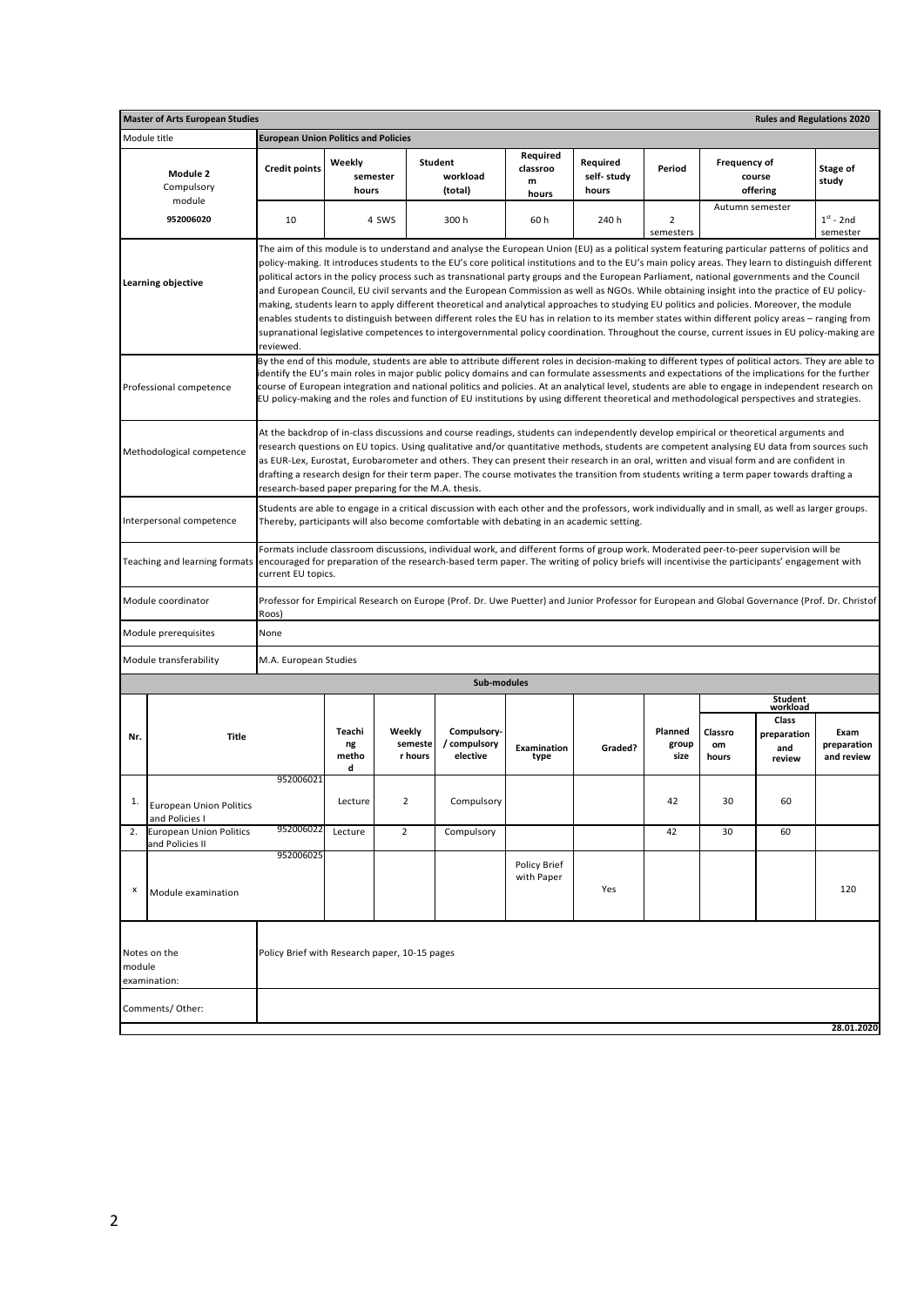| Master of Arts European Studies | | | | | | | | | Rules and Regulations 2020 |
|---|---|---|---|---|---|---|---|---|---|
| Module title | European Union Politics and Policies | | | | | | | | |
| Module 2<br>Compulsory module | Credit points | Weekly semester hours | Student workload (total) | Required classroom hours | Required self- study hours | Period | Frequency of course offering | | Stage of study |
| 952006020 | 10 | 4 SWS | 300 h | 60 h | 240 h | 2 semesters | Autumn semester | | $1^{st}$ - 2nd semester |
| Learning objective | The aim of this module is to understand and analyse the European Union (EU) as a political system featuring particular patterns of politics and policy-making. It introduces students to the EU's core political institutions and to the EU's main policy areas. They learn to distinguish different political actors in the policy process such as transnational party groups and the European Parliament, national governments and the Council and European Council, EU civil servants and the European Commission as well as NGOs. While obtaining insight into the practice of EU policy-making, students learn to apply different theoretical and analytical approaches to studying EU politics and policies. Moreover, the module enables students to distinguish between different roles the EU has in relation to its member states within different policy areas – ranging from supranational legislative competences to intergovernmental policy coordination. Throughout the course, current issues in EU policy-making are reviewed. | | | | | | | | |
| Professional competence | By the end of this module, students are able to attribute different roles in decision-making to different types of political actors. They are able to identify the EU's main roles in major public policy domains and can formulate assessments and expectations of the implications for the further course of European integration and national politics and policies. At an analytical level, students are able to engage in independent research on EU policy-making and the roles and function of EU institutions by using different theoretical and methodological perspectives and strategies. | | | | | | | | |
| Methodological competence | At the backdrop of in-class discussions and course readings, students can independently develop empirical or theoretical arguments and research questions on EU topics. Using qualitative and/or quantitative methods, students are competent analysing EU data from sources such as EUR-Lex, Eurostat, Eurobarometer and others. They can present their research in an oral, written and visual form and are confident in drafting a research design for their term paper. The course motivates the transition from students writing a term paper towards drafting a research-based paper preparing for the M.A. thesis. | | | | | | | | |
| Interpersonal competence | Students are able to engage in a critical discussion with each other and the professors, work individually and in small, as well as larger groups. Thereby, participants will also become comfortable with debating in an academic setting. | | | | | | | | |
| Teaching and learning formats | Formats include classroom discussions, individual work, and different forms of group work. Moderated peer-to-peer supervision will be encouraged for preparation of the research-based term paper. The writing of policy briefs will incentivise the participants' engagement with current EU topics. | | | | | | | | |
| Module coordinator | Professor for Empirical Research on Europe (Prof. Dr. Uwe Puetter) and Junior Professor for European and Global Governance (Prof. Dr. Christof Roos) | | | | | | | | |
| Module prerequisites | None | | | | | | | | |
| Module transferability | M.A. European Studies | | | | | | | | |

**Sub-modules**

| Nr. | Title | | Teaching method | Weekly semester hours | Compulsory-/ compulsory elective | Examination type | Graded? | Planned group size | Student workload: Classroom hours | Student workload: Class preparation and review | Student workload: Exam preparation and review |
|---|---|---|---|---|---|---|---|---|---|---|---|
| 1. | European Union Politics and Policies I | 952006021 | Lecture | 2 | Compulsory | | | 42 | 30 | 60 | |
| 2. | European Union Politics and Policies II | 952006022 | Lecture | 2 | Compulsory | | | 42 | 30 | 60 | |
| x | Module examination | 952006025 | | | | Policy Brief with Paper | Yes | | | | 120 |

| | |
|---|---|
| Notes on the module examination: | Policy Brief with Research paper, 10-15 pages |
| Comments/ Other: | |

28.01.2020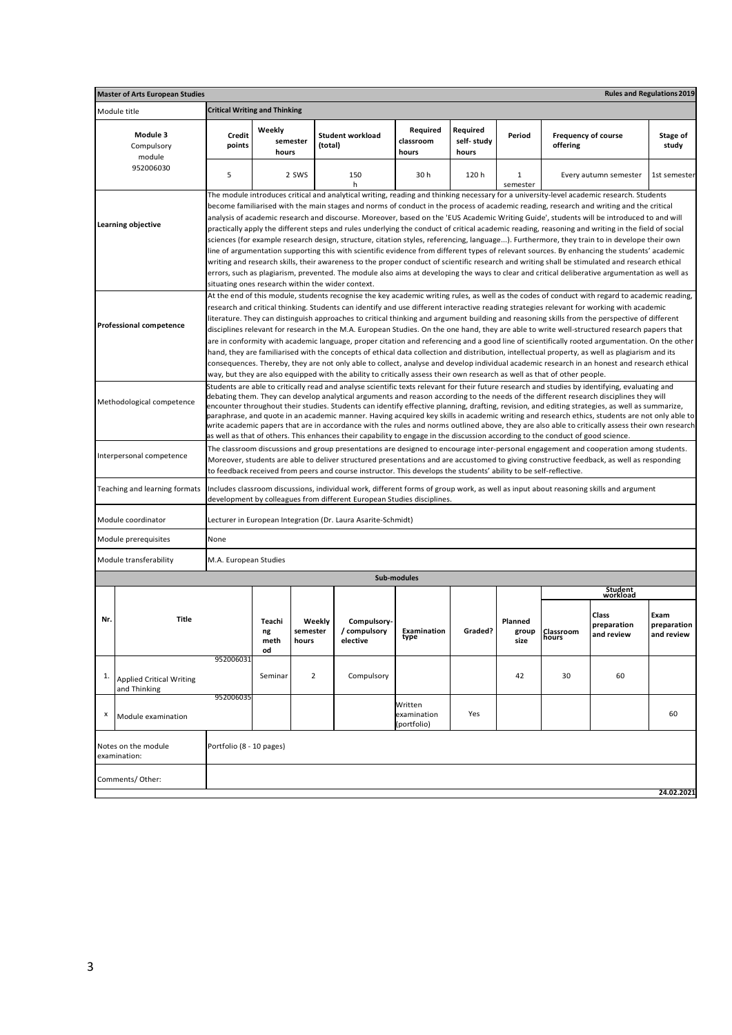**Master of Arts European Studies** — **Rules and Regulations 2019**

| Module title | **Critical Writing and Thinking** | | | | | | | |
|---|---|---|---|---|---|---|---|---|
| **Module 3** Compulsory module 952006030 | **Credit points** | **Weekly semester hours** | **Student workload (total)** | **Required classroom hours** | **Required self- study hours** | **Period** | **Frequency of course offering** | **Stage of study** |
| | 5 | 2 SWS | 150 h | 30 h | 120 h | 1 semester | Every autumn semester | 1st semester |

| | |
|---|---|
| **Learning objective** | The module introduces critical and analytical writing, reading and thinking necessary for a university-level academic research. Students become familiarised with the main stages and norms of conduct in the process of academic reading, research and writing and the critical analysis of academic research and discourse. Moreover, based on the 'EUS Academic Writing Guide', students will be introduced to and will practically apply the different steps and rules underlying the conduct of critical academic reading, reasoning and writing in the field of social sciences (for example research design, structure, citation styles, referencing, language...). Furthermore, they train to in develope their own line of argumentation supporting this with scientific evidence from different types of relevant sources. By enhancing the students' academic writing and research skills, their awareness to the proper conduct of scientific research and writing shall be stimulated and research ethical errors, such as plagiarism, prevented. The module also aims at developing the ways to clear and critical deliberative argumentation as well as situating ones research within the wider context. |
| **Professional competence** | At the end of this module, students recognise the key academic writing rules, as well as the codes of conduct with regard to academic reading, research and critical thinking. Students can identify and use different interactive reading strategies relevant for working with academic literature. They can distinguish approaches to critical thinking and argument building and reasoning skills from the perspective of different disciplines relevant for research in the M.A. European Studies. On the one hand, they are able to write well-structured research papers that are in conformity with academic language, proper citation and referencing and a good line of scientifically rooted argumentation. On the other hand, they are familiarised with the concepts of ethical data collection and distribution, intellectual property, as well as plagiarism and its consequences. Thereby, they are not only able to collect, analyse and develop individual academic research in an honest and research ethical way, but they are also equipped with the ability to critically assess their own research as well as that of other people. |
| Methodological competence | Students are able to critically read and analyse scientific texts relevant for their future research and studies by identifying, evaluating and debating them. They can develop analytical arguments and reason according to the needs of the different research disciplines they will encounter throughout their studies. Students can identify effective planning, drafting, revision, and editing strategies, as well as summarize, paraphrase, and quote in an academic manner. Having acquired key skills in academic writing and research ethics, students are not only able to write academic papers that are in accordance with the rules and norms outlined above, they are also able to critically assess their own research as well as that of others. This enhances their capability to engage in the discussion according to the conduct of good science. |
| Interpersonal competence | The classroom discussions and group presentations are designed to encourage inter-personal engagement and cooperation among students. Moreover, students are able to deliver structured presentations and are accustomed to giving constructive feedback, as well as responding to feedback received from peers and course instructor. This develops the students' ability to be self-reflective. |
| Teaching and learning formats | Includes classroom discussions, individual work, different forms of group work, as well as input about reasoning skills and argument development by colleagues from different European Studies disciplines. |
| Module coordinator | Lecturer in European Integration (Dr. Laura Asarite-Schmidt) |
| Module prerequisites | None |
| Module transferability | M.A. European Studies |

**Sub-modules**

| Nr. | Title | Teaching method | Weekly semester hours | Compulsory- / compulsory elective | Examination type | Graded? | Planned group size | Student workload: Classroom hours | Student workload: Class preparation and review | Student workload: Exam preparation and review |
|---|---|---|---|---|---|---|---|---|---|---|
| 1. | Applied Critical Writing and Thinking 952006031 | Seminar | 2 | Compulsory | | | 42 | 30 | 60 | |
| x | Module examination 952006035 | | | | Written examination (portfolio) | Yes | | | | 60 |

| | |
|---|---|
| Notes on the module examination: | Portfolio (8 - 10 pages) |
| Comments/ Other: | |

24.02.2021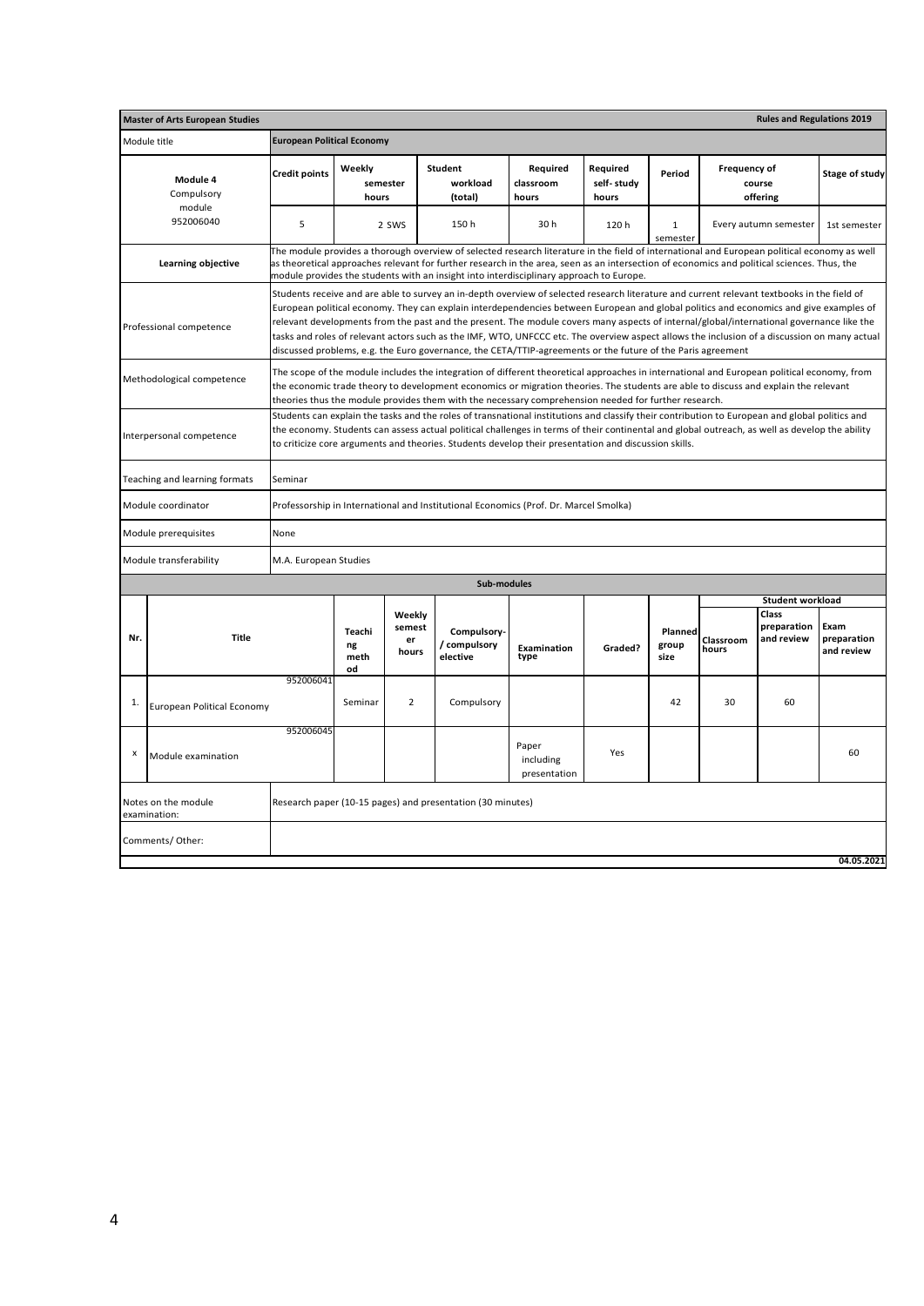| **Master of Arts European Studies** | | | | | | | | **Rules and Regulations 2019** |
|---|---|---|---|---|---|---|---|---|
| Module title | **European Political Economy** | | | | | | | |
| **Module 4** Compulsory module 952006040 | **Credit points** | **Weekly semester hours** | **Student workload (total)** | **Required classroom hours** | **Required self- study hours** | **Period** | **Frequency of course offering** | **Stage of study** |
| | 5 | 2 SWS | 150 h | 30 h | 120 h | 1 semester | Every autumn semester | 1st semester |
| **Learning objective** | The module provides a thorough overview of selected research literature in the field of international and European political economy as well as theoretical approaches relevant for further research in the area, seen as an intersection of economics and political sciences. Thus, the module provides the students with an insight into interdisciplinary approach to Europe. | | | | | | | |
| Professional competence | Students receive and are able to survey an in-depth overview of selected research literature and current relevant textbooks in the field of European political economy. They can explain interdependencies between European and global politics and economics and give examples of relevant developments from the past and the present. The module covers many aspects of internal/global/international governance like the tasks and roles of relevant actors such as the IMF, WTO, UNFCCC etc. The overview aspect allows the inclusion of a discussion on many actual discussed problems, e.g. the Euro governance, the CETA/TTIP-agreements or the future of the Paris agreement | | | | | | | |
| Methodological competence | The scope of the module includes the integration of different theoretical approaches in international and European political economy, from the economic trade theory to development economics or migration theories. The students are able to discuss and explain the relevant theories thus the module provides them with the necessary comprehension needed for further research. | | | | | | | |
| Interpersonal competence | Students can explain the tasks and the roles of transnational institutions and classify their contribution to European and global politics and the economy. Students can assess actual political challenges in terms of their continental and global outreach, as well as develop the ability to criticize core arguments and theories. Students develop their presentation and discussion skills. | | | | | | | |
| Teaching and learning formats | Seminar | | | | | | | |
| Module coordinator | Professorship in International and Institutional Economics (Prof. Dr. Marcel Smolka) | | | | | | | |
| Module prerequisites | None | | | | | | | |
| Module transferability | M.A. European Studies | | | | | | | |

**Sub-modules**

| Nr. | Title | Teaching method | Weekly semester hours | Compulsory-/ compulsory elective | Examination type | Graded? | Planned group size | Student workload: Classroom hours | Student workload: Class preparation and review | Student workload: Exam preparation and review |
|---|---|---|---|---|---|---|---|---|---|---|
| 1. | European Political Economy 952006041 | Seminar | 2 | Compulsory | | | 42 | 30 | 60 | |
| x | Module examination 952006045 | | | | Paper including presentation | Yes | | | | 60 |

| | |
|---|---|
| Notes on the module examination: | Research paper (10-15 pages) and presentation (30 minutes) |
| Comments/ Other: | |

04.05.2021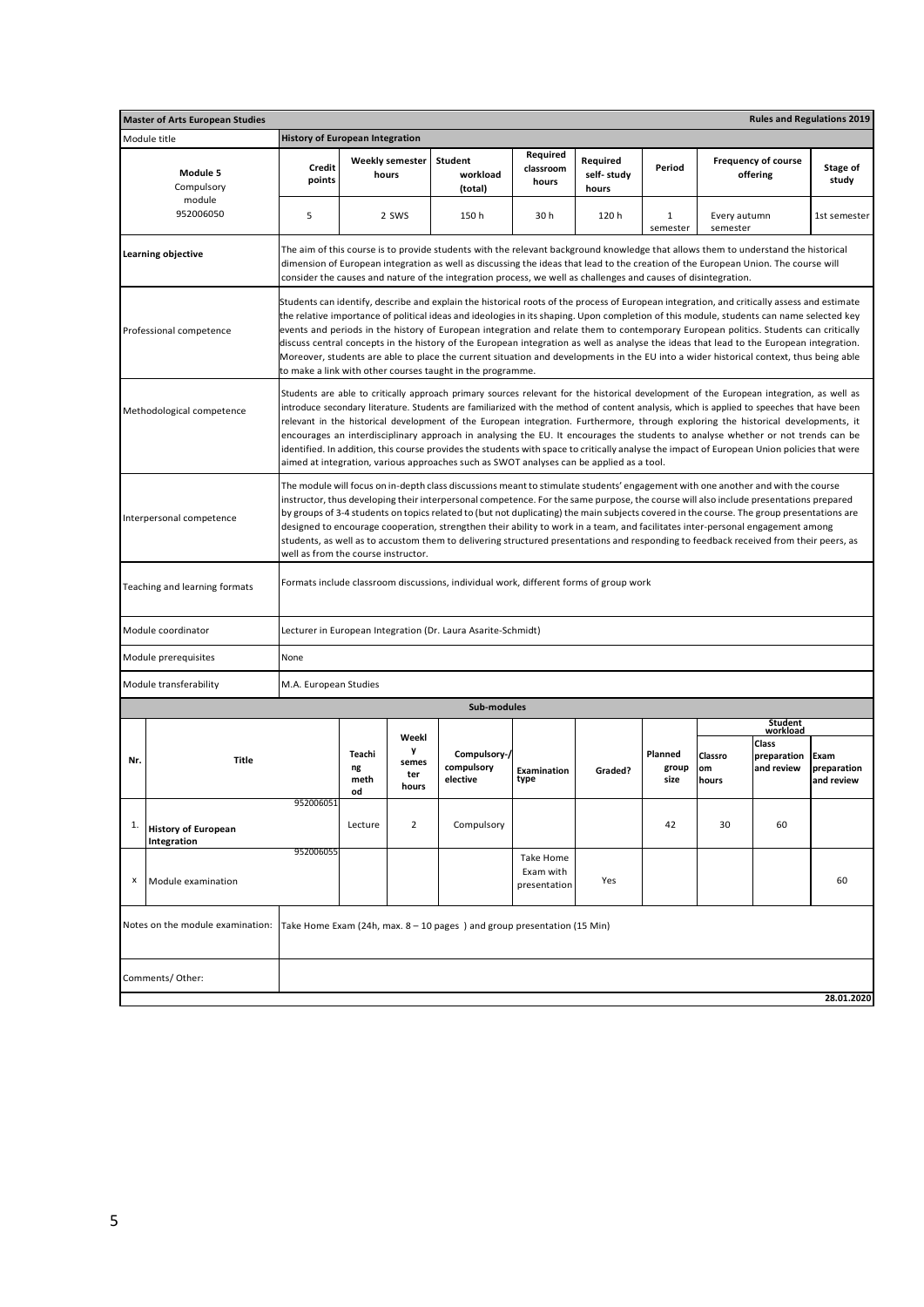| **Master of Arts European Studies** | | | | | | | | | **Rules and Regulations 2019** |
|---|---|---|---|---|---|---|---|---|---|
| Module title | **History of European Integration** | | | | | | | | |
| **Module 5** Compulsory module 952006050 | **Credit points** | **Weekly semester hours** | **Student workload (total)** | **Required classroom hours** | **Required self- study hours** | **Period** | **Frequency of course offering** | | **Stage of study** |
| | 5 | 2 SWS | 150 h | 30 h | 120 h | 1 semester | Every autumn semester | | 1st semester |

| | |
|---|---|
| **Learning objective** | The aim of this course is to provide students with the relevant background knowledge that allows them to understand the historical dimension of European integration as well as discussing the ideas that lead to the creation of the European Union. The course will consider the causes and nature of the integration process, we well as challenges and causes of disintegration. |
| Professional competence | Students can identify, describe and explain the historical roots of the process of European integration, and critically assess and estimate the relative importance of political ideas and ideologies in its shaping. Upon completion of this module, students can name selected key events and periods in the history of European integration and relate them to contemporary European politics. Students can critically discuss central concepts in the history of the European integration as well as analyse the ideas that lead to the European integration. Moreover, students are able to place the current situation and developments in the EU into a wider historical context, thus being able to make a link with other courses taught in the programme. |
| Methodological competence | Students are able to critically approach primary sources relevant for the historical development of the European integration, as well as introduce secondary literature. Students are familiarized with the method of content analysis, which is applied to speeches that have been relevant in the historical development of the European integration. Furthermore, through exploring the historical developments, it encourages an interdisciplinary approach in analysing the EU. It encourages the students to analyse whether or not trends can be identified. In addition, this course provides the students with space to critically analyse the impact of European Union policies that were aimed at integration, various approaches such as SWOT analyses can be applied as a tool. |
| Interpersonal competence | The module will focus on in-depth class discussions meant to stimulate students' engagement with one another and with the course instructor, thus developing their interpersonal competence. For the same purpose, the course will also include presentations prepared by groups of 3-4 students on topics related to (but not duplicating) the main subjects covered in the course. The group presentations are designed to encourage cooperation, strengthen their ability to work in a team, and facilitates inter-personal engagement among students, as well as to accustom them to delivering structured presentations and responding to feedback received from their peers, as well as from the course instructor. |
| Teaching and learning formats | Formats include classroom discussions, individual work, different forms of group work |
| Module coordinator | Lecturer in European Integration (Dr. Laura Asarite-Schmidt) |
| Module prerequisites | None |
| Module transferability | M.A. European Studies |

**Sub-modules**

| Nr. | Title | | Teaching method | Weekly semester hours | Compulsory-/ compulsory elective | Examination type | Graded? | Planned group size | Student workload: Classroom hours | Class preparation and review | Exam preparation and review |
|---|---|---|---|---|---|---|---|---|---|---|---|
| 1. | **History of European Integration** | 952006051 | Lecture | 2 | Compulsory | | | 42 | 30 | 60 | |
| x | Module examination | 952006055 | | | | Take Home Exam with presentation | Yes | | | | 60 |

| | |
|---|---|
| Notes on the module examination: | Take Home Exam (24h, max. 8 – 10 pages ) and group presentation (15 Min) |
| Comments/ Other: | |

**28.01.2020**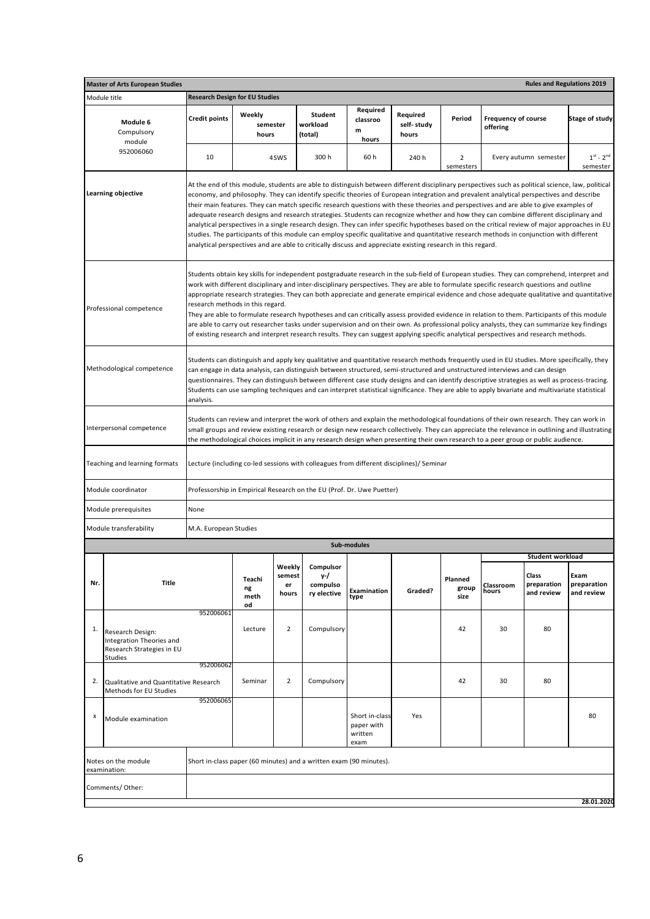| **Master of Arts European Studies** | | | | | | | | | **Rules and Regulations 2019** |
|---|---|---|---|---|---|---|---|---|---|
| Module title | **Research Design for EU Studies** | | | | | | | | |
| **Module 6** Compulsory module 952006060 | **Credit points** | **Weekly semester hours** | **Student workload (total)** | **Required classroom hours** | **Required self-study hours** | **Period** | **Frequency of course offering** | | **Stage of study** |
| | 10 | 4SWS | 300 h | 60 h | 240 h | 2 semesters | Every autumn semester | | 1st - 2nd semester |
| **Learning objective** | At the end of this module, students are able to distinguish between different disciplinary perspectives such as political science, law, political economy, and philosophy. They can identify specific theories of European integration and prevalent analytical perspectives and describe their main features. They can match specific research questions with these theories and perspectives and are able to give examples of adequate research designs and research strategies. Students can recognize whether and how they can combine different disciplinary and analytical perspectives in a single research design. They can infer specific hypotheses based on the critical review of major approaches in EU studies. The participants of this module can employ specific qualitative and quantitative research methods in conjunction with different analytical perspectives and are able to critically discuss and appreciate existing research in this regard. | | | | | | | | |
| Professional competence | Students obtain key skills for independent postgraduate research in the sub-field of European studies. They can comprehend, interpret and work with different disciplinary and inter-disciplinary perspectives. They are able to formulate specific research questions and outline appropriate research strategies. They can both appreciate and generate empirical evidence and chose adequate qualitative and quantitative research methods in this regard.<br>They are able to formulate research hypotheses and can critically assess provided evidence in relation to them. Participants of this module are able to carry out researcher tasks under supervision and on their own. As professional policy analysts, they can summarize key findings of existing research and interpret research results. They can suggest applying specific analytical perspectives and research methods. | | | | | | | | |
| Methodological competence | Students can distinguish and apply key qualitative and quantitative research methods frequently used in EU studies. More specifically, they can engage in data analysis, can distinguish between structured, semi-structured and unstructured interviews and can design questionnaires. They can distinguish between different case study designs and can identify descriptive strategies as well as process-tracing. Students can use sampling techniques and can interpret statistical significance. They are able to apply bivariate and multivariate statistical analysis. | | | | | | | | |
| Interpersonal competence | Students can review and interpret the work of others and explain the methodological foundations of their own research. They can work in small groups and review existing research or design new research collectively. They can appreciate the relevance in outlining and illustrating the methodological choices implicit in any research design when presenting their own research to a peer group or public audience. | | | | | | | | |
| Teaching and learning formats | Lecture (including co-led sessions with colleagues from different disciplines)/ Seminar | | | | | | | | |
| Module coordinator | Professorship in Empirical Research on the EU (Prof. Dr. Uwe Puetter) | | | | | | | | |
| Module prerequisites | None | | | | | | | | |
| Module transferability | M.A. European Studies | | | | | | | | |

**Sub-modules**

| Nr. | Title | Teaching method | Weekly semester hours | Compulsory-/ compulsory elective | Examination type | Graded? | Planned group size | Student workload: Classroom hours | Student workload: Class preparation and review | Student workload: Exam preparation and review |
|---|---|---|---|---|---|---|---|---|---|---|
| 1. | 952006061 Research Design: Integration Theories and Research Strategies in EU Studies | Lecture | 2 | Compulsory | | | 42 | 30 | 80 | |
| 2. | 952006062 Qualitative and Quantitative Research Methods for EU Studies | Seminar | 2 | Compulsory | | | 42 | 30 | 80 | |
| x | 952006065 Module examination | | | | Short in-class paper with written exam | Yes | | | | 80 |

| | |
|---|---|
| Notes on the module examination: | Short in-class paper (60 minutes) and a written exam (90 minutes). |
| Comments/ Other: | |

28.01.2020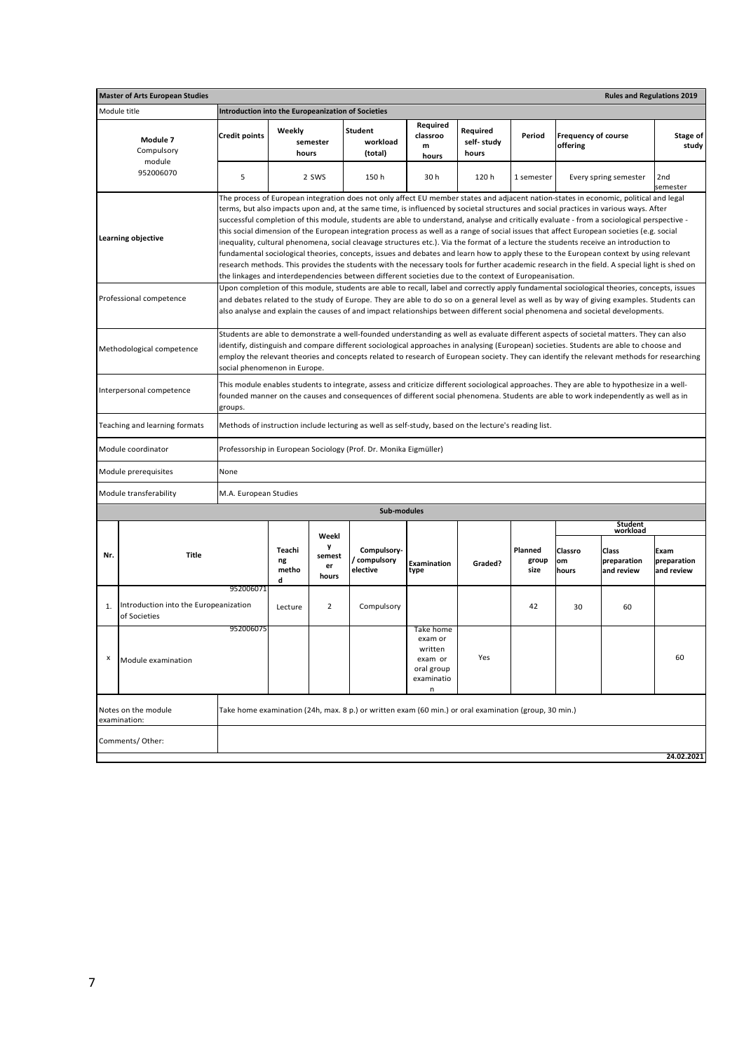| Master of Arts European Studies | | | | | | | | | Rules and Regulations 2019 |
|---|---|---|---|---|---|---|---|---|---|
| Module title | Introduction into the Europeanization of Societies | | | | | | | | |
| Module 7<br>Compulsory module<br>952006070 | Credit points | Weekly semester hours | Student workload (total) | Required classroom hours | Required self- study hours | Period | Frequency of course offering | | Stage of study |
| | 5 | 2 SWS | 150 h | 30 h | 120 h | 1 semester | Every spring semester | | 2nd semester |
| Learning objective | The process of European integration does not only affect EU member states and adjacent nation-states in economic, political and legal terms, but also impacts upon and, at the same time, is influenced by societal structures and social practices in various ways. After successful completion of this module, students are able to understand, analyse and critically evaluate - from a sociological perspective - this social dimension of the European integration process as well as a range of social issues that affect European societies (e.g. social inequality, cultural phenomena, social cleavage structures etc.). Via the format of a lecture the students receive an introduction to fundamental sociological theories, concepts, issues and debates and learn how to apply these to the European context by using relevant research methods. This provides the students with the necessary tools for further academic research in the field. A special light is shed on the linkages and interdependencies between different societies due to the context of Europeanisation. | | | | | | | | |
| Professional competence | Upon completion of this module, students are able to recall, label and correctly apply fundamental sociological theories, concepts, issues and debates related to the study of Europe. They are able to do so on a general level as well as by way of giving examples. Students can also analyse and explain the causes of and impact relationships between different social phenomena and societal developments. | | | | | | | | |
| Methodological competence | Students are able to demonstrate a well-founded understanding as well as evaluate different aspects of societal matters. They can also identify, distinguish and compare different sociological approaches in analysing (European) societies. Students are able to choose and employ the relevant theories and concepts related to research of European society. They can identify the relevant methods for researching social phenomenon in Europe. | | | | | | | | |
| Interpersonal competence | This module enables students to integrate, assess and criticize different sociological approaches. They are able to hypothesize in a well-founded manner on the causes and consequences of different social phenomena. Students are able to work independently as well as in groups. | | | | | | | | |
| Teaching and learning formats | Methods of instruction include lecturing as well as self-study, based on the lecture's reading list. | | | | | | | | |
| Module coordinator | Professorship in European Sociology (Prof. Dr. Monika Eigmüller) | | | | | | | | |
| Module prerequisites | None | | | | | | | | |
| Module transferability | M.A. European Studies | | | | | | | | |

**Sub-modules**

| Nr. | Title | Teaching method | Weekly semester hours | Compulsory- / compulsory elective | Examination type | Graded? | Planned group size | Student workload: Classroom hours | Student workload: Class preparation and review | Student workload: Exam preparation and review |
|---|---|---|---|---|---|---|---|---|---|---|
| 1. | Introduction into the Europeanization of Societies (952006071) | Lecture | 2 | Compulsory | | | 42 | 30 | 60 | |
| x | Module examination (952006075) | | | | Take home exam or written exam or oral group examination | Yes | | | | 60 |

| | |
|---|---|
| Notes on the module examination: | Take home examination (24h, max. 8 p.) or written exam (60 min.) or oral examination (group, 30 min.) |
| Comments/ Other: | |

24.02.2021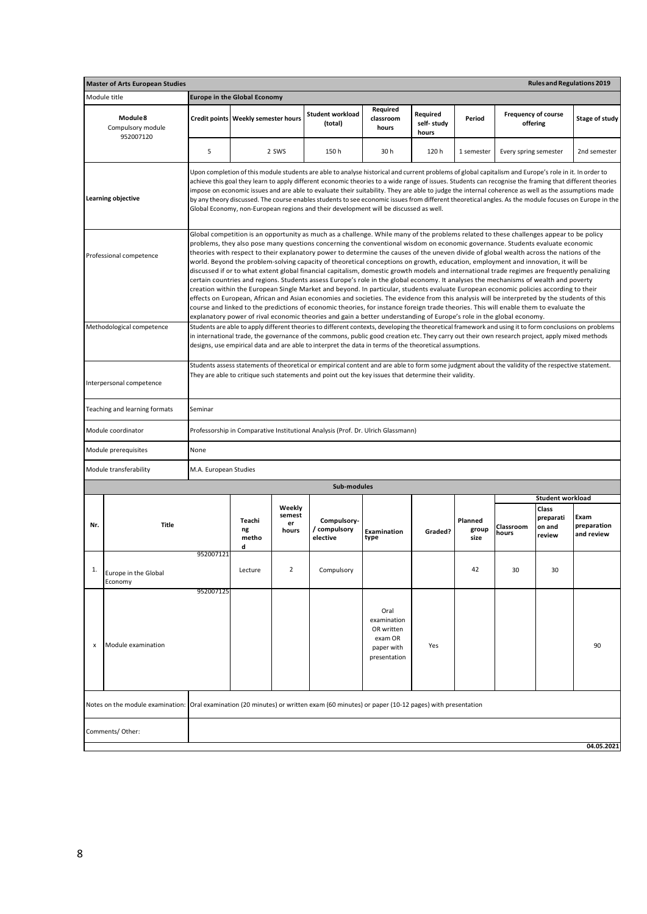| **Master of Arts European Studies** | | | | | | | | **Rules and Regulations 2019** |
|---|---|---|---|---|---|---|---|---|
| Module title | **Europe in the Global Economy** | | | | | | | |
| **Module 8**<br>Compulsory module<br>952007120 | **Credit points** | **Weekly semester hours** | **Student workload (total)** | **Required classroom hours** | **Required self- study hours** | **Period** | **Frequency of course offering** | **Stage of study** |
| | 5 | 2 SWS | 150 h | 30 h | 120 h | 1 semester | Every spring semester | 2nd semester |

| | |
|---|---|
| **Learning objective** | Upon completion of this module students are able to analyse historical and current problems of global capitalism and Europe's role in it. In order to achieve this goal they learn to apply different economic theories to a wide range of issues. Students can recognise the framing that different theories impose on economic issues and are able to evaluate their suitability. They are able to judge the internal coherence as well as the assumptions made by any theory discussed. The course enables students to see economic issues from different theoretical angles. As the module focuses on Europe in the Global Economy, non-European regions and their development will be discussed as well. |
| Professional competence | Global competition is an opportunity as much as a challenge. While many of the problems related to these challenges appear to be policy problems, they also pose many questions concerning the conventional wisdom on economic governance. Students evaluate economic theories with respect to their explanatory power to determine the causes of the uneven divide of global wealth across the nations of the world. Beyond the problem-solving capacity of theoretical conceptions on growth, education, employment and innovation, it will be discussed if or to what extent global financial capitalism, domestic growth models and international trade regimes are frequently penalizing certain countries and regions. Students assess Europe's role in the global economy. It analyses the mechanisms of wealth and poverty creation within the European Single Market and beyond. In particular, students evaluate European economic policies according to their effects on European, African and Asian economies and societies. The evidence from this analysis will be interpreted by the students of this course and linked to the predictions of economic theories, for instance foreign trade theories. This will enable them to evaluate the explanatory power of rival economic theories and gain a better understanding of Europe's role in the global economy. |
| Methodological competence | Students are able to apply different theories to different contexts, developing the theoretical framework and using it to form conclusions on problems in international trade, the governance of the commons, public good creation etc. They carry out their own research project, apply mixed methods designs, use empirical data and are able to interpret the data in terms of the theoretical assumptions. |
| Interpersonal competence | Students assess statements of theoretical or empirical content and are able to form some judgment about the validity of the respective statement. They are able to critique such statements and point out the key issues that determine their validity. |
| Teaching and learning formats | Seminar |
| Module coordinator | Professorship in Comparative Institutional Analysis (Prof. Dr. Ulrich Glassmann) |
| Module prerequisites | None |
| Module transferability | M.A. European Studies |

**Sub-modules**

| Nr. | Title | Teaching method | Weekly semester hours | Compulsory-/ compulsory elective | Examination type | Graded? | Planned group size | Student workload: Classroom hours | Student workload: Class preparation and review | Student workload: Exam preparation and review |
|---|---|---|---|---|---|---|---|---|---|---|
| 1. | Europe in the Global Economy<br>952007121 | Lecture | 2 | Compulsory | | | 42 | 30 | 30 | |
| x | Module examination<br>952007125 | | | | Oral examination OR written exam OR paper with presentation | Yes | | | | 90 |

| | |
|---|---|
| Notes on the module examination: | Oral examination (20 minutes) or written exam (60 minutes) or paper (10-12 pages) with presentation |
| Comments/ Other: | |

04.05.2021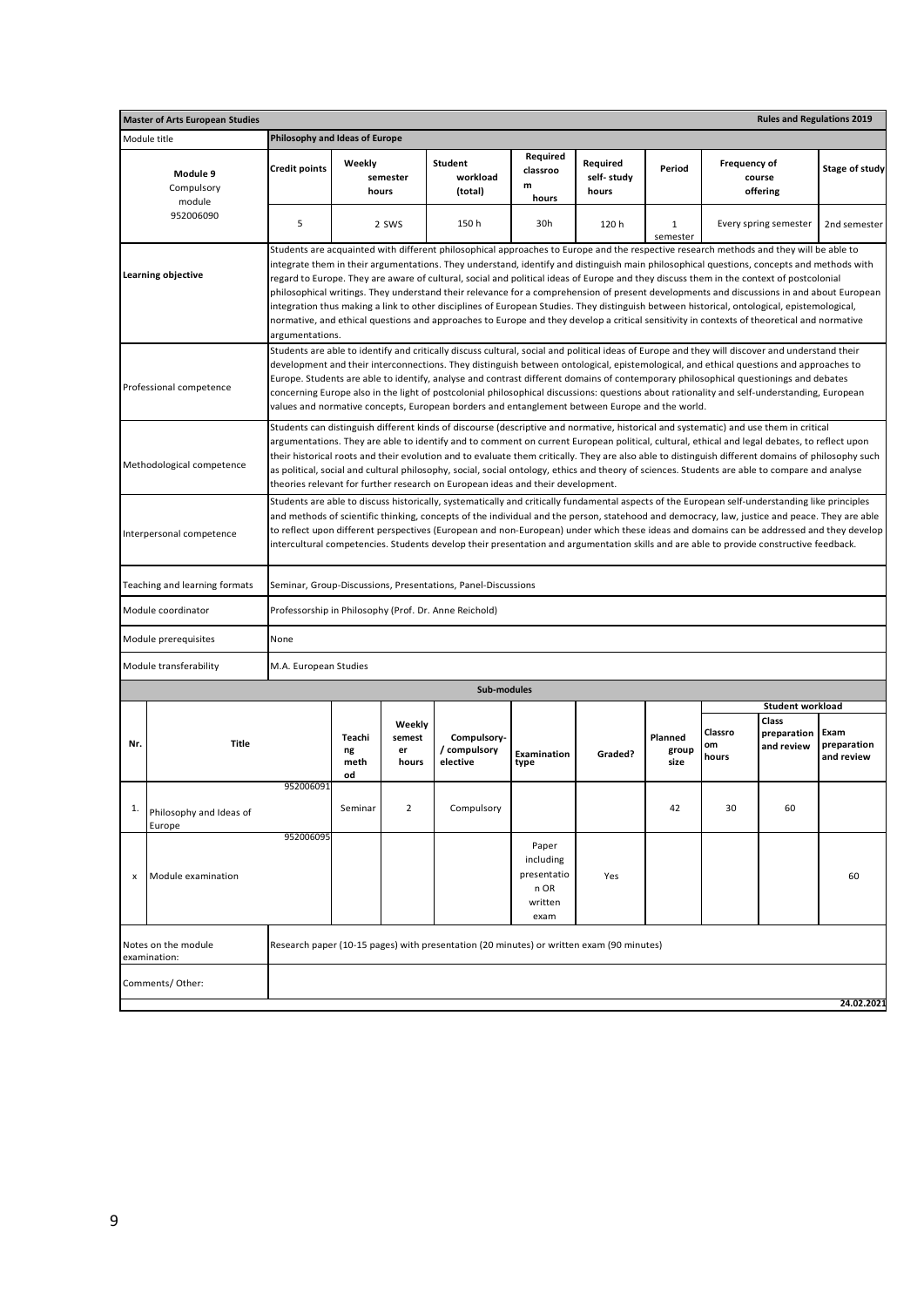| Master of Arts European Studies | | | | | | | | | Rules and Regulations 2019 |
|---|---|---|---|---|---|---|---|---|---|
| Module title | Philosophy and Ideas of Europe | | | | | | | | |
| **Module 9**<br>Compulsory module<br>952006090 | **Credit points** | **Weekly semester hours** | **Student workload (total)** | **Required classroom hours** | **Required self-study hours** | **Period** | **Frequency of course offering** | | **Stage of study** |
| | 5 | 2 SWS | 150 h | 30h | 120 h | 1 semester | Every spring semester | | 2nd semester |

| | |
|---|---|
| **Learning objective** | Students are acquainted with different philosophical approaches to Europe and the respective research methods and they will be able to integrate them in their argumentations. They understand, identify and distinguish main philosophical questions, concepts and methods with regard to Europe. They are aware of cultural, social and political ideas of Europe and they discuss them in the context of postcolonial philosophical writings. They understand their relevance for a comprehension of present developments and discussions in and about European integration thus making a link to other disciplines of European Studies. They distinguish between historical, ontological, epistemological, normative, and ethical questions and approaches to Europe and they develop a critical sensitivity in contexts of theoretical and normative argumentations. |
| Professional competence | Students are able to identify and critically discuss cultural, social and political ideas of Europe and they will discover and understand their development and their interconnections. They distinguish between ontological, epistemological, and ethical questions and approaches to Europe. Students are able to identify, analyse and contrast different domains of contemporary philosophical questionings and debates concerning Europe also in the light of postcolonial philosophical discussions: questions about rationality and self-understanding, European values and normative concepts, European borders and entanglement between Europe and the world. |
| Methodological competence | Students can distinguish different kinds of discourse (descriptive and normative, historical and systematic) and use them in critical argumentations. They are able to identify and to comment on current European political, cultural, ethical and legal debates, to reflect upon their historical roots and their evolution and to evaluate them critically. They are also able to distinguish different domains of philosophy such as political, social and cultural philosophy, social, social ontology, ethics and theory of sciences. Students are able to compare and analyse theories relevant for further research on European ideas and their development. |
| Interpersonal competence | Students are able to discuss historically, systematically and critically fundamental aspects of the European self-understanding like principles and methods of scientific thinking, concepts of the individual and the person, statehood and democracy, law, justice and peace. They are able to reflect upon different perspectives (European and non-European) under which these ideas and domains can be addressed and they develop intercultural competencies. Students develop their presentation and argumentation skills and are able to provide constructive feedback. |
| Teaching and learning formats | Seminar, Group-Discussions, Presentations, Panel-Discussions |
| Module coordinator | Professorship in Philosophy (Prof. Dr. Anne Reichold) |
| Module prerequisites | None |
| Module transferability | M.A. European Studies |

**Sub-modules**

| Nr. | Title | Teaching method | Weekly semester hours | Compulsory-/ compulsory elective | Examination type | Graded? | Planned group size | Student workload: Classroom hours | Student workload: Class preparation and review | Student workload: Exam preparation and review |
|---|---|---|---|---|---|---|---|---|---|---|
| 1. | Philosophy and Ideas of Europe (952006091) | Seminar | 2 | Compulsory | | | 42 | 30 | 60 | |
| x | Module examination (952006095) | | | | Paper including presentation OR written exam | Yes | | | | 60 |

| | |
|---|---|
| Notes on the module examination: | Research paper (10-15 pages) with presentation (20 minutes) or written exam (90 minutes) |
| Comments/ Other: | |

24.02.2021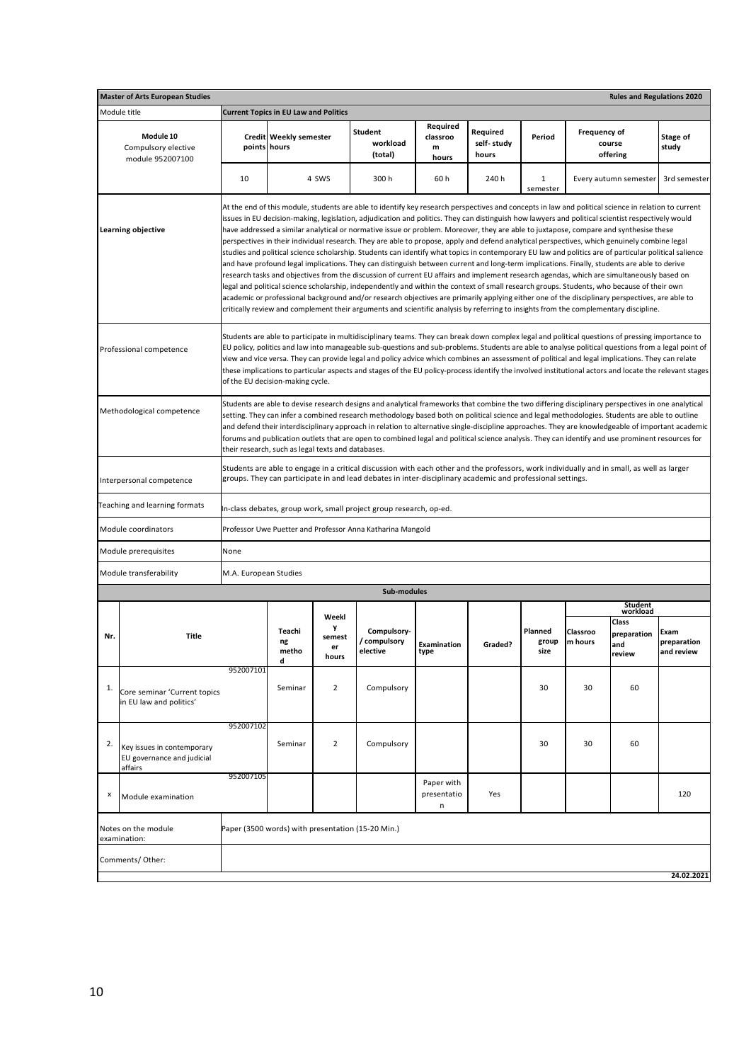| **Master of Arts European Studies** | | | | | | | | **Rules and Regulations 2020** |
|---|---|---|---|---|---|---|---|---|
| Module title | **Current Topics in EU Law and Politics** | | | | | | | |
| **Module 10** Compulsory elective module 952007100 | **Credit points** | **Weekly semester hours** | **Student workload (total)** | **Required classroom hours** | **Required self-study hours** | **Period** | **Frequency of course offering** | **Stage of study** |
| | 10 | 4 SWS | 300 h | 60 h | 240 h | 1 semester | Every autumn semester | 3rd semester |
| **Learning objective** | At the end of this module, students are able to identify key research perspectives and concepts in law and political science in relation to current issues in EU decision-making, legislation, adjudication and politics. They can distinguish how lawyers and political scientist respectively would have addressed a similar analytical or normative issue or problem. Moreover, they are able to juxtapose, compare and synthesise these perspectives in their individual research. They are able to propose, apply and defend analytical perspectives, which genuinely combine legal studies and political science scholarship. Students can identify what topics in contemporary EU law and politics are of particular political salience and have profound legal implications. They can distinguish between current and long-term implications. Finally, students are able to derive research tasks and objectives from the discussion of current EU affairs and implement research agendas, which are simultaneously based on legal and political science scholarship, independently and within the context of small research groups. Students, who because of their own academic or professional background and/or research objectives are primarily applying either one of the disciplinary perspectives, are able to critically review and complement their arguments and scientific analysis by referring to insights from the complementary discipline. | | | | | | | |
| Professional competence | Students are able to participate in multidisciplinary teams. They can break down complex legal and political questions of pressing importance to EU policy, politics and law into manageable sub-questions and sub-problems. Students are able to analyse political questions from a legal point of view and vice versa. They can provide legal and policy advice which combines an assessment of political and legal implications. They can relate these implications to particular aspects and stages of the EU policy-process identify the involved institutional actors and locate the relevant stages of the EU decision-making cycle. | | | | | | | |
| Methodological competence | Students are able to devise research designs and analytical frameworks that combine the two differing disciplinary perspectives in one analytical setting. They can infer a combined research methodology based both on political science and legal methodologies. Students are able to outline and defend their interdisciplinary approach in relation to alternative single-discipline approaches. They are knowledgeable of important academic forums and publication outlets that are open to combined legal and political science analysis. They can identify and use prominent resources for their research, such as legal texts and databases. | | | | | | | |
| Interpersonal competence | Students are able to engage in a critical discussion with each other and the professors, work individually and in small, as well as larger groups. They can participate in and lead debates in inter-disciplinary academic and professional settings. | | | | | | | |
| Teaching and learning formats | In-class debates, group work, small project group research, op-ed. | | | | | | | |
| Module coordinators | Professor Uwe Puetter and Professor Anna Katharina Mangold | | | | | | | |
| Module prerequisites | None | | | | | | | |
| Module transferability | M.A. European Studies | | | | | | | |

**Sub-modules**

| Nr. | Title | Teaching method | Weekly semester hours | Compulsory-/ compulsory elective | Examination type | Graded? | Planned group size | Student workload: Classroom hours | Student workload: Class preparation and review | Student workload: Exam preparation and review |
|---|---|---|---|---|---|---|---|---|---|---|
| 1. | 952007101 Core seminar 'Current topics in EU law and politics' | Seminar | 2 | Compulsory | | | 30 | 30 | 60 | |
| 2. | 952007102 Key issues in contemporary EU governance and judicial affairs | Seminar | 2 | Compulsory | | | 30 | 30 | 60 | |
| x | 952007105 Module examination | | | | Paper with presentation | Yes | | | | 120 |

| | |
|---|---|
| Notes on the module examination: | Paper (3500 words) with presentation (15-20 Min.) |
| Comments/ Other: | |

24.02.2021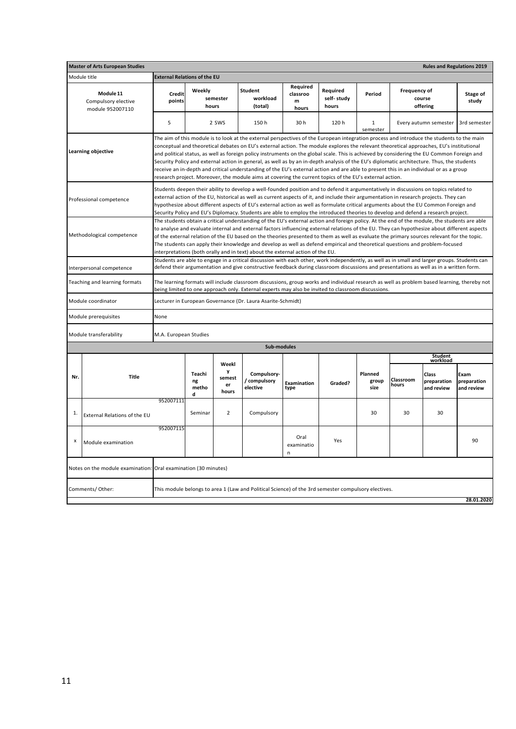| **Master of Arts European Studies** | | | | | | | | | **Rules and Regulations 2019** |
|---|---|---|---|---|---|---|---|---|---|
| Module title | **External Relations of the EU** | | | | | | | | |
| **Module 11** Compulsory elective module 952007110 | **Credit points** | **Weekly semester hours** | **Student workload (total)** | **Required classroom hours** | **Required self- study hours** | **Period** | **Frequency of course offering** | | **Stage of study** |
| | 5 | 2 SWS | 150 h | 30 h | 120 h | 1 semester | Every autumn semester | | 3rd semester |
| **Learning objective** | The aim of this module is to look at the external perspectives of the European integration process and introduce the students to the main conceptual and theoretical debates on EU's external action. The module explores the relevant theoretical approaches, EU's institutional and political status, as well as foreign policy instruments on the global scale. This is achieved by considering the EU Common Foreign and Security Policy and external action in general, as well as by an in-depth analysis of the EU's diplomatic architecture. Thus, the students receive an in-depth and critical understanding of the EU's external action and are able to present this in an individual or as a group research project. Moreover, the module aims at covering the current topics of the EU's external action. | | | | | | | | |
| Professional competence | Students deepen their ability to develop a well-founded position and to defend it argumentatively in discussions on topics related to external action of the EU, historical as well as current aspects of it, and include their argumentation in research projects. They can hypothesize about different aspects of EU's external action as well as formulate critical arguments about the EU Common Foreign and Security Policy and EU's Diplomacy. Students are able to employ the introduced theories to develop and defend a research project. | | | | | | | | |
| Methodological competence | The students obtain a critical understanding of the EU's external action and foreign policy. At the end of the module, the students are able to analyse and evaluate internal and external factors influencing external relations of the EU. They can hypothesize about different aspects of the external relation of the EU based on the theories presented to them as well as evaluate the primary sources relevant for the topic. The students can apply their knowledge and develop as well as defend empirical and theoretical questions and problem-focused interpretations (both orally and in text) about the external action of the EU. | | | | | | | | |
| Interpersonal competence | Students are able to engage in a critical discussion with each other, work independently, as well as in small and larger groups. Students can defend their argumentation and give constructive feedback during classroom discussions and presentations as well as in a written form. | | | | | | | | |
| Teaching and learning formats | The learning formats will include classroom discussions, group works and individual research as well as problem based learning, thereby not being limited to one approach only. External experts may also be invited to classroom discussions. | | | | | | | | |
| Module coordinator | Lecturer in European Governance (Dr. Laura Asarite-Schmidt) | | | | | | | | |
| Module prerequisites | None | | | | | | | | |
| Module transferability | M.A. European Studies | | | | | | | | |

**Sub-modules**

| Nr. | Title | | Teaching method | Weekly semester hours | Compulsory-/ compulsory elective | Examination type | Graded? | Planned group size | Student workload: Classroom hours | Student workload: Class preparation and review | Student workload: Exam preparation and review |
|---|---|---|---|---|---|---|---|---|---|---|---|
| 1. | External Relations of the EU | 952007111 | Seminar | 2 | Compulsory | | | 30 | 30 | 30 | |
| x | Module examination | 952007115 | | | | Oral examination | Yes | | | | 90 |

| | |
|---|---|
| Notes on the module examination: | Oral examination (30 minutes) |
| Comments/ Other: | This module belongs to area 1 (Law and Political Science) of the 3rd semester compulsory electives. |

28.01.2020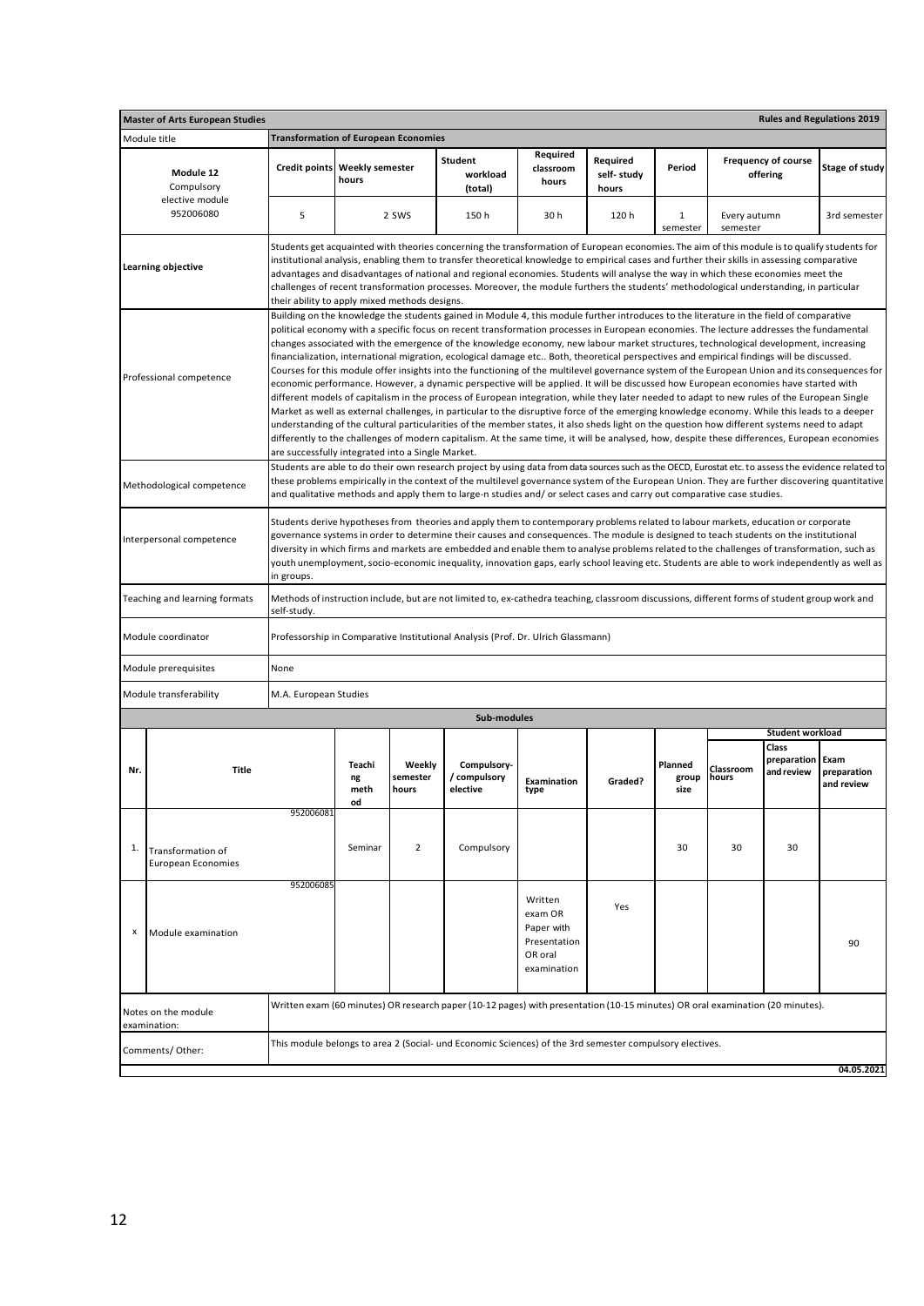| Master of Arts European Studies | | | | | | | | | Rules and Regulations 2019 |
|---|---|---|---|---|---|---|---|---|---|
| Module title | Transformation of European Economies | | | | | | | | |
| Module 12<br>Compulsory elective module<br>952006080 | Credit points | Weekly semester hours | Student workload (total) | Required classroom hours | Required self- study hours | Period | Frequency of course offering | Stage of study | |
| | 5 | 2 SWS | 150 h | 30 h | 120 h | 1 semester | Every autumn semester | 3rd semester | |

| | |
|---|---|
| **Learning objective** | Students get acquainted with theories concerning the transformation of European economies. The aim of this module is to qualify students for institutional analysis, enabling them to transfer theoretical knowledge to empirical cases and further their skills in assessing comparative advantages and disadvantages of national and regional economies. Students will analyse the way in which these economies meet the challenges of recent transformation processes. Moreover, the module furthers the students' methodological understanding, in particular their ability to apply mixed methods designs. |
| Professional competence | Building on the knowledge the students gained in Module 4, this module further introduces to the literature in the field of comparative political economy with a specific focus on recent transformation processes in European economies. The lecture addresses the fundamental changes associated with the emergence of the knowledge economy, new labour market structures, technological development, increasing financialization, international migration, ecological damage etc.. Both, theoretical perspectives and empirical findings will be discussed. Courses for this module offer insights into the functioning of the multilevel governance system of the European Union and its consequences for economic performance. However, a dynamic perspective will be applied. It will be discussed how European economies have started with different models of capitalism in the process of European integration, while they later needed to adapt to new rules of the European Single Market as well as external challenges, in particular to the disruptive force of the emerging knowledge economy. While this leads to a deeper understanding of the cultural particularities of the member states, it also sheds light on the question how different systems need to adapt differently to the challenges of modern capitalism. At the same time, it will be analysed, how, despite these differences, European economies are successfully integrated into a Single Market. |
| Methodological competence | Students are able to do their own research project by using data from data sources such as the OECD, Eurostat etc. to assess the evidence related to these problems empirically in the context of the multilevel governance system of the European Union. They are further discovering quantitative and qualitative methods and apply them to large-n studies and/ or select cases and carry out comparative case studies. |
| Interpersonal competence | Students derive hypotheses from theories and apply them to contemporary problems related to labour markets, education or corporate governance systems in order to determine their causes and consequences. The module is designed to teach students on the institutional diversity in which firms and markets are embedded and enable them to analyse problems related to the challenges of transformation, such as youth unemployment, socio-economic inequality, innovation gaps, early school leaving etc. Students are able to work independently as well as in groups. |
| Teaching and learning formats | Methods of instruction include, but are not limited to, ex-cathedra teaching, classroom discussions, different forms of student group work and self-study. |
| Module coordinator | Professorship in Comparative Institutional Analysis (Prof. Dr. Ulrich Glassmann) |
| Module prerequisites | None |
| Module transferability | M.A. European Studies |

**Sub-modules**

| Nr. | Title | Teaching method | Weekly semester hours | Compulsory-/ compulsory elective | Examination type | Graded? | Planned group size | Student workload: Classroom hours | Student workload: Class preparation and review | Student workload: Exam preparation and review |
|---|---|---|---|---|---|---|---|---|---|---|
| 1. | 952006081<br>Transformation of European Economies | Seminar | 2 | Compulsory | | | 30 | 30 | 30 | |
| x | 952006085<br>Module examination | | | | Written exam OR Paper with Presentation OR oral examination | Yes | | | | 90 |

| | |
|---|---|
| Notes on the module examination: | Written exam (60 minutes) OR research paper (10-12 pages) with presentation (10-15 minutes) OR oral examination (20 minutes). |
| Comments/ Other: | This module belongs to area 2 (Social- und Economic Sciences) of the 3rd semester compulsory electives. |

04.05.2021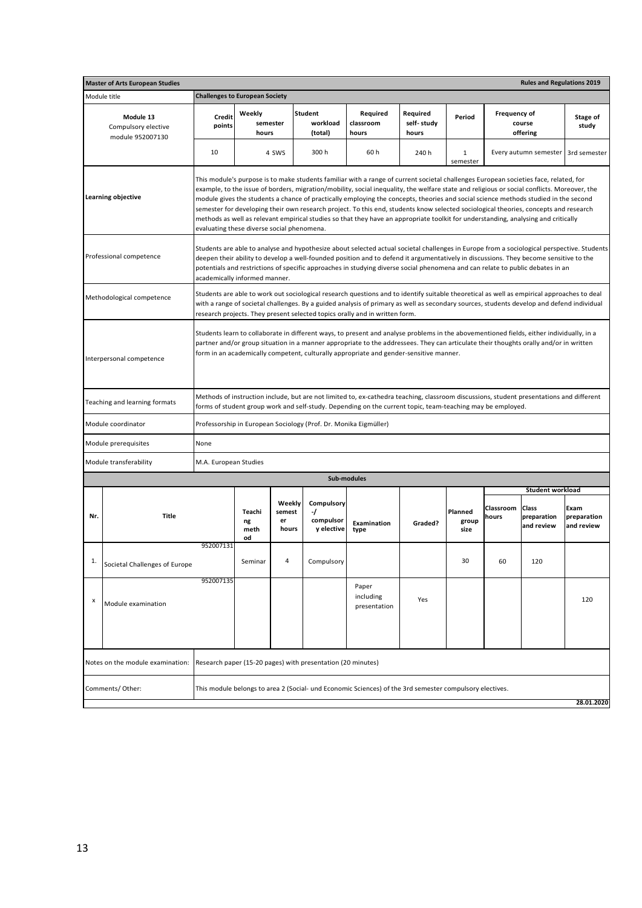| **Master of Arts European Studies** | | | | | | | | | **Rules and Regulations 2019** |
|---|---|---|---|---|---|---|---|---|---|
| Module title | **Challenges to European Society** | | | | | | | | |
| Module 13<br>Compulsory elective module 952007130 | **Credit points** | **Weekly semester hours** | **Student workload (total)** | **Required classroom hours** | **Required self- study hours** | **Period** | **Frequency of course offering** | | **Stage of study** |
| | 10 | 4 SWS | 300 h | 60 h | 240 h | 1 semester | Every autumn semester | | 3rd semester |
| **Learning objective** | This module's purpose is to make students familiar with a range of current societal challenges European societies face, related, for example, to the issue of borders, migration/mobility, social inequality, the welfare state and religious or social conflicts. Moreover, the module gives the students a chance of practically employing the concepts, theories and social science methods studied in the second semester for developing their own research project. To this end, students know selected sociological theories, concepts and research methods as well as relevant empirical studies so that they have an appropriate toolkit for understanding, analysing and critically evaluating these diverse social phenomena. | | | | | | | | |
| Professional competence | Students are able to analyse and hypothesize about selected actual societal challenges in Europe from a sociological perspective. Students deepen their ability to develop a well-founded position and to defend it argumentatively in discussions. They become sensitive to the potentials and restrictions of specific approaches in studying diverse social phenomena and can relate to public debates in an academically informed manner. | | | | | | | | |
| Methodological competence | Students are able to work out sociological research questions and to identify suitable theoretical as well as empirical approaches to deal with a range of societal challenges. By a guided analysis of primary as well as secondary sources, students develop and defend individual research projects. They present selected topics orally and in written form. | | | | | | | | |
| Interpersonal competence | Students learn to collaborate in different ways, to present and analyse problems in the abovementioned fields, either individually, in a partner and/or group situation in a manner appropriate to the addressees. They can articulate their thoughts orally and/or in written form in an academically competent, culturally appropriate and gender-sensitive manner. | | | | | | | | |
| Teaching and learning formats | Methods of instruction include, but are not limited to, ex-cathedra teaching, classroom discussions, student presentations and different forms of student group work and self-study. Depending on the current topic, team-teaching may be employed. | | | | | | | | |
| Module coordinator | Professorship in European Sociology (Prof. Dr. Monika Eigmüller) | | | | | | | | |
| Module prerequisites | None | | | | | | | | |
| Module transferability | M.A. European Studies | | | | | | | | |

**Sub-modules**

| Nr. | Title | Teaching method | Weekly semester hours | Compulsory -/ compulsory elective | Examination type | Graded? | Planned group size | Student workload: Classroom hours | Student workload: Class preparation and review | Student workload: Exam preparation and review |
|---|---|---|---|---|---|---|---|---|---|---|
| 1. | Societal Challenges of Europe (952007131) | Seminar | 4 | Compulsory | | | 30 | 60 | 120 | |
| x | Module examination (952007135) | | | | Paper including presentation | Yes | | | | 120 |

| | |
|---|---|
| Notes on the module examination: | Research paper (15-20 pages) with presentation (20 minutes) |
| Comments/ Other: | This module belongs to area 2 (Social- und Economic Sciences) of the 3rd semester compulsory electives. |

**28.01.2020**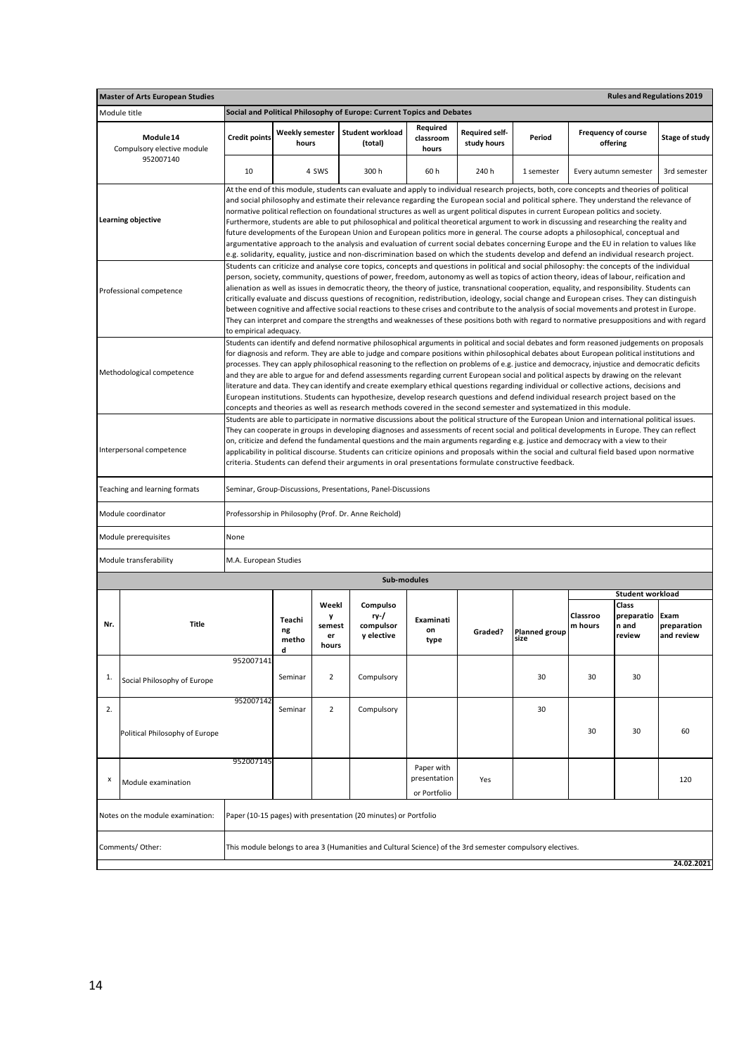| **Master of Arts European Studies** | | | | | | | | **Rules and Regulations 2019** |
|---|---|---|---|---|---|---|---|---|
| Module title | **Social and Political Philosophy of Europe: Current Topics and Debates** | | | | | | | |
| **Module 14** Compulsory elective module 952007140 | **Credit points** | **Weekly semester hours** | **Student workload (total)** | **Required classroom hours** | **Required self-study hours** | **Period** | **Frequency of course offering** | **Stage of study** |
| | 10 | 4 SWS | 300 h | 60 h | 240 h | 1 semester | Every autumn semester | 3rd semester |
| **Learning objective** | At the end of this module, students can evaluate and apply to individual research projects, both, core concepts and theories of political and social philosophy and estimate their relevance regarding the European social and political sphere. They understand the relevance of normative political reflection on foundational structures as well as urgent political disputes in current European politics and society. Furthermore, students are able to put philosophical and political theoretical argument to work in discussing and researching the reality and future developments of the European Union and European politics more in general. The course adopts a philosophical, conceptual and argumentative approach to the analysis and evaluation of current social debates concerning Europe and the EU in relation to values like e.g. solidarity, equality, justice and non-discrimination based on which the students develop and defend an individual research project. | | | | | | | |
| Professional competence | Students can criticize and analyse core topics, concepts and questions in political and social philosophy: the concepts of the individual person, society, community, questions of power, freedom, autonomy as well as topics of action theory, ideas of labour, reification and alienation as well as issues in democratic theory, the theory of justice, transnational cooperation, equality, and responsibility. Students can critically evaluate and discuss questions of recognition, redistribution, ideology, social change and European crises. They can distinguish between cognitive and affective social reactions to these crises and contribute to the analysis of social movements and protest in Europe. They can interpret and compare the strengths and weaknesses of these positions both with regard to normative presuppositions and with regard to empirical adequacy. | | | | | | | |
| Methodological competence | Students can identify and defend normative philosophical arguments in political and social debates and form reasoned judgements on proposals for diagnosis and reform. They are able to judge and compare positions within philosophical debates about European political institutions and processes. They can apply philosophical reasoning to the reflection on problems of e.g. justice and democracy, injustice and democratic deficits and they are able to argue for and defend assessments regarding current European social and political aspects by drawing on the relevant literature and data. They can identify and create exemplary ethical questions regarding individual or collective actions, decisions and European institutions. Students can hypothesize, develop research questions and defend individual research project based on the concepts and theories as well as research methods covered in the second semester and systematized in this module. | | | | | | | |
| Interpersonal competence | Students are able to participate in normative discussions about the political structure of the European Union and international political issues. They can cooperate in groups in developing diagnoses and assessments of recent social and political developments in Europe. They can reflect on, criticize and defend the fundamental questions and the main arguments regarding e.g. justice and democracy with a view to their applicability in political discourse. Students can criticize opinions and proposals within the social and cultural field based upon normative criteria. Students can defend their arguments in oral presentations formulate constructive feedback. | | | | | | | |
| Teaching and learning formats | Seminar, Group-Discussions, Presentations, Panel-Discussions | | | | | | | |
| Module coordinator | Professorship in Philosophy (Prof. Dr. Anne Reichold) | | | | | | | |
| Module prerequisites | None | | | | | | | |
| Module transferability | M.A. European Studies | | | | | | | |

**Sub-modules**

| Nr. | Title | Teaching method | Weekly semester hours | Compulsory-/ compulsory elective | Examination type | Graded? | Planned group size | Student workload: Classroom hours | Student workload: Class preparation and review | Student workload: Exam preparation and review |
|---|---|---|---|---|---|---|---|---|---|---|
| 1. | Social Philosophy of Europe 952007141 | Seminar | 2 | Compulsory | | | 30 | 30 | 30 | |
| 2. | Political Philosophy of Europe 952007142 | Seminar | 2 | Compulsory | | | 30 | 30 | 30 | 60 |
| x | Module examination 952007145 | | | | Paper with presentation or Portfolio | Yes | | | | 120 |

| | |
|---|---|
| Notes on the module examination: | Paper (10-15 pages) with presentation (20 minutes) or Portfolio |
| Comments/ Other: | This module belongs to area 3 (Humanities and Cultural Science) of the 3rd semester compulsory electives. |

24.02.2021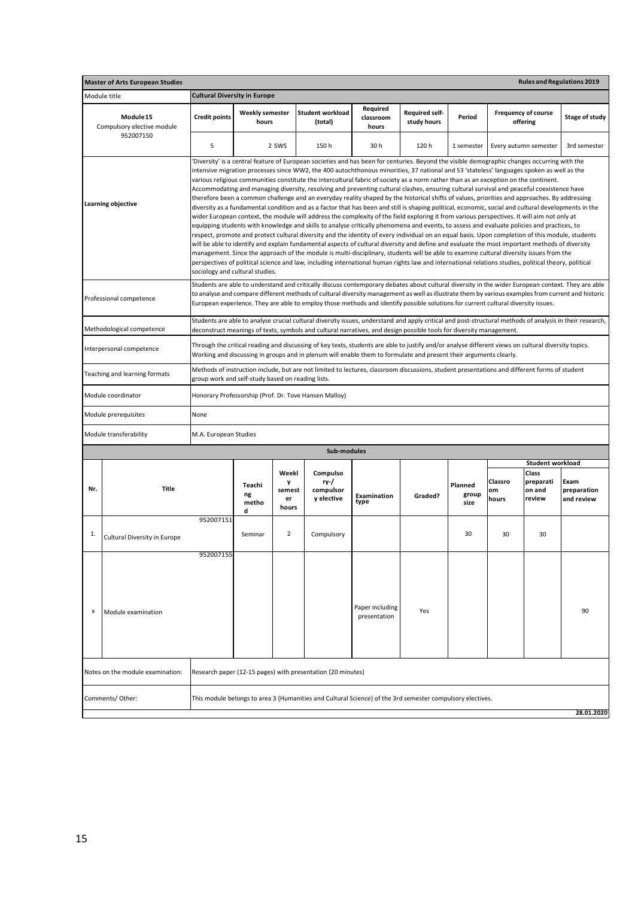| Master of Arts European Studies | | | | | | | | | Rules and Regulations 2019 |
|---|---|---|---|---|---|---|---|---|---|
| Module title | Cultural Diversity in Europe | | | | | | | | |
| Module 15<br>Compulsory elective module<br>952007150 | Credit points | Weekly semester hours | Student workload (total) | Required classroom hours | Required self-study hours | Period | Frequency of course offering | | Stage of study |
| | 5 | 2 SWS | 150 h | 30 h | 120 h | 1 semester | Every autumn semester | | 3rd semester |

| | |
|---|---|
| Learning objective | 'Diversity' is a central feature of European societies and has been for centuries. Beyond the visible demographic changes occurring with the intensive migration processes since WW2, the 400 autochthonous minorities, 37 national and 53 'stateless' languages spoken as well as the various religious communities constitute the intercultural fabric of society as a norm rather than as an exception on the continent. Accommodating and managing diversity, resolving and preventing cultural clashes, ensuring cultural survival and peaceful coexistence have therefore been a common challenge and an everyday reality shaped by the historical shifts of values, priorities and approaches. By addressing diversity as a fundamental condition and as a factor that has been and still is shaping political, economic, social and cultural developments in the wider European context, the module will address the complexity of the field exploring it from various perspectives. It will aim not only at equipping students with knowledge and skills to analyse critically phenomena and events, to assess and evaluate policies and practices, to respect, promote and protect cultural diversity and the identity of every individual on an equal basis. Upon completion of this module, students will be able to identify and explain fundamental aspects of cultural diversity and define and evaluate the most important methods of diversity management. Since the approach of the module is multi-disciplinary, students will be able to examine cultural diversity issues from the perspectives of political science and law, including international human rights law and international relations studies, political theory, political sociology and cultural studies. |
| Professional competence | Students are able to understand and critically discuss contemporary debates about cultural diversity in the wider European context. They are able to analyse and compare different methods of cultural diversity management as well as illustrate them by various examples from current and historic European experience. They are able to employ those methods and identify possible solutions for current cultural diversity issues. |
| Methodological competence | Students are able to analyse crucial cultural diversity issues, understand and apply critical and post-structural methods of analysis in their research, deconstruct meanings of texts, symbols and cultural narratives, and design possible tools for diversity management. |
| Interpersonal competence | Through the critical reading and discussing of key texts, students are able to justify and/or analyse different views on cultural diversity topics. Working and discussing in groups and in plenum will enable them to formulate and present their arguments clearly. |
| Teaching and learning formats | Methods of instruction include, but are not limited to lectures, classroom discussions, student presentations and different forms of student group work and self-study based on reading lists. |
| Module coordinator | Honorary Professorship (Prof. Dr. Tove Hansen Malloy) |
| Module prerequisites | None |
| Module transferability | M.A. European Studies |

**Sub-modules**

| Nr. | Title | | Teaching method | Weekly semester hours | Compulsory-/compulsory elective | Examination type | Graded? | Planned group size | Student workload: Classroom hours | Student workload: Class preparation and review | Student workload: Exam preparation and review |
|---|---|---|---|---|---|---|---|---|---|---|---|
| 1. | Cultural Diversity in Europe | 952007151 | Seminar | 2 | Compulsory | | | 30 | 30 | 30 | |
| x | Module examination | 952007155 | | | | Paper including presentation | Yes | | | | 90 |

| | |
|---|---|
| Notes on the module examination: | Research paper (12-15 pages) with presentation (20 minutes) |
| Comments/ Other: | This module belongs to area 3 (Humanities and Cultural Science) of the 3rd semester compulsory electives. |

28.01.2020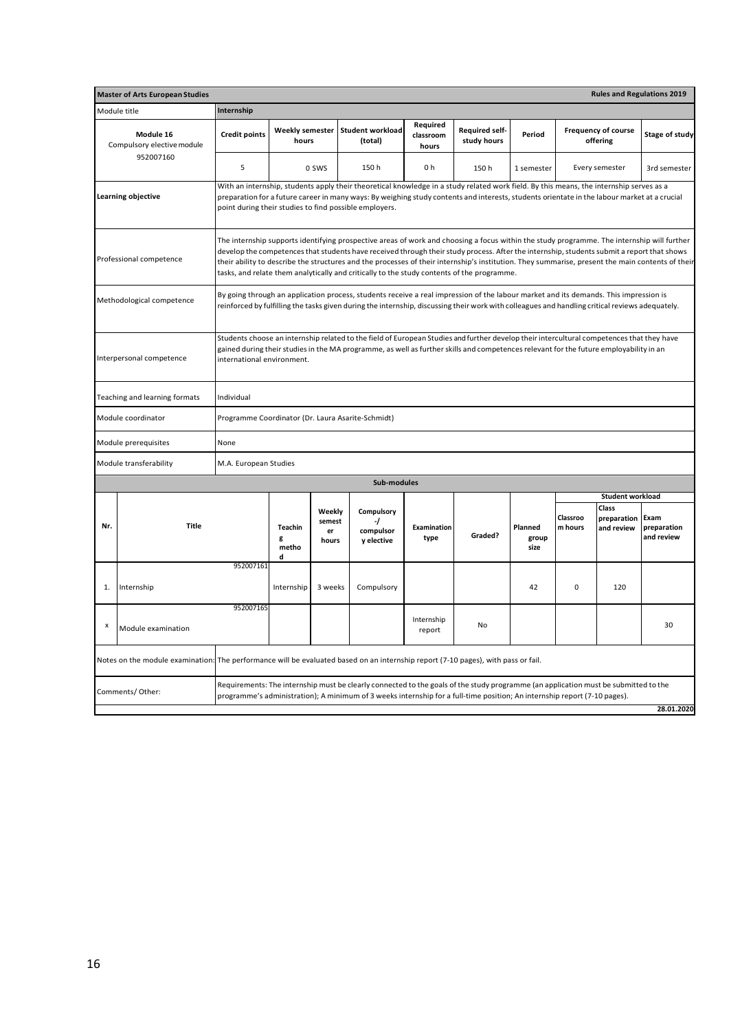| Master of Arts European Studies | | | | | | | | | Rules and Regulations 2019 |
|---|---|---|---|---|---|---|---|---|---|
| Module title | Internship | | | | | | | | |
| **Module 16** Compulsory elective module 952007160 | Credit points | Weekly semester hours | Student workload (total) | Required classroom hours | Required self-study hours | Period | Frequency of course offering | | Stage of study |
| | 5 | 0 SWS | 150 h | 0 h | 150 h | 1 semester | Every semester | | 3rd semester |
| Learning objective | With an internship, students apply their theoretical knowledge in a study related work field. By this means, the internship serves as a preparation for a future career in many ways: By weighing study contents and interests, students orientate in the labour market at a crucial point during their studies to find possible employers. | | | | | | | | |
| Professional competence | The internship supports identifying prospective areas of work and choosing a focus within the study programme. The internship will further develop the competences that students have received through their study process. After the internship, students submit a report that shows their ability to describe the structures and the processes of their internship's institution. They summarise, present the main contents of their tasks, and relate them analytically and critically to the study contents of the programme. | | | | | | | | |
| Methodological competence | By going through an application process, students receive a real impression of the labour market and its demands. This impression is reinforced by fulfilling the tasks given during the internship, discussing their work with colleagues and handling critical reviews adequately. | | | | | | | | |
| Interpersonal competence | Students choose an internship related to the field of European Studies and further develop their intercultural competences that they have gained during their studies in the MA programme, as well as further skills and competences relevant for the future employability in an international environment. | | | | | | | | |
| Teaching and learning formats | Individual | | | | | | | | |
| Module coordinator | Programme Coordinator (Dr. Laura Asarite-Schmidt) | | | | | | | | |
| Module prerequisites | None | | | | | | | | |
| Module transferability | M.A. European Studies | | | | | | | | |

**Sub-modules**

| Nr. | Title | Teaching method | Weekly semester hours | Compulsory -/ compulsory elective | Examination type | Graded? | Planned group size | Student workload: Classroom hours | Student workload: Class preparation and review | Student workload: Exam preparation and review |
|---|---|---|---|---|---|---|---|---|---|---|
| 1. | Internship 952007161 | Internship | 3 weeks | Compulsory | | | 42 | 0 | 120 | |
| x | Module examination 952007165 | | | | Internship report | No | | | | 30 |

| | |
|---|---|
| Notes on the module examination: | The performance will be evaluated based on an internship report (7-10 pages), with pass or fail. |
| Comments/ Other: | Requirements: The internship must be clearly connected to the goals of the study programme (an application must be submitted to the programme's administration); A minimum of 3 weeks internship for a full-time position; An internship report (7-10 pages). |

28.01.2020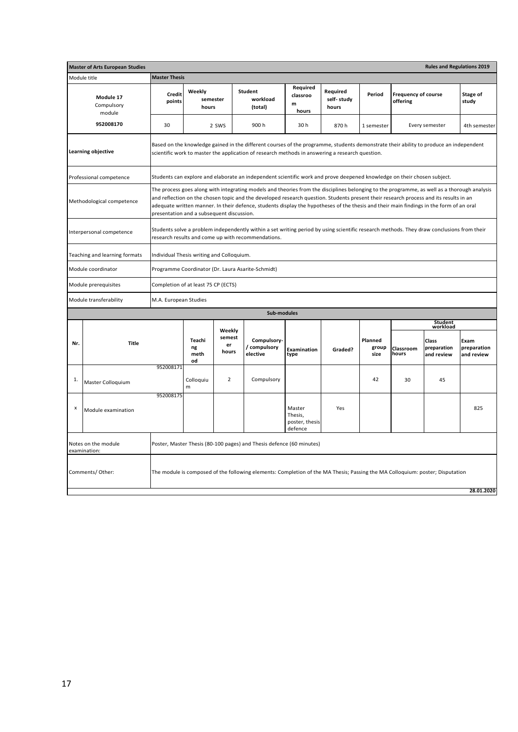| Master of Arts European Studies | | | | | | | | | Rules and Regulations 2019 |
|---|---|---|---|---|---|---|---|---|---|
| Module title | Master Thesis | | | | | | | | |
| Module 17 Compulsory module | Credit points | Weekly semester hours | Student workload (total) | Required classroom hours | Required self- study hours | Period | Frequency of course offering | | Stage of study |
| 952008170 | 30 | 2 SWS | 900 h | 30 h | 870 h | 1 semester | Every semester | | 4th semester |
| Learning objective | Based on the knowledge gained in the different courses of the programme, students demonstrate their ability to produce an independent scientific work to master the application of research methods in answering a research question. | | | | | | | | |
| Professional competence | Students can explore and elaborate an independent scientific work and prove deepened knowledge on their chosen subject. | | | | | | | | |
| Methodological competence | The process goes along with integrating models and theories from the disciplines belonging to the programme, as well as a thorough analysis and reflection on the chosen topic and the developed research question. Students present their research process and its results in an adequate written manner. In their defence, students display the hypotheses of the thesis and their main findings in the form of an oral presentation and a subsequent discussion. | | | | | | | | |
| Interpersonal competence | Students solve a problem independently within a set writing period by using scientific research methods. They draw conclusions from their research results and come up with recommendations. | | | | | | | | |
| Teaching and learning formats | Individual Thesis writing and Colloquium. | | | | | | | | |
| Module coordinator | Programme Coordinator (Dr. Laura Asarite-Schmidt) | | | | | | | | |
| Module prerequisites | Completion of at least 75 CP (ECTS) | | | | | | | | |
| Module transferability | M.A. European Studies | | | | | | | | |

**Sub-modules**

| Nr. | Title | Teaching method | Weekly semester hours | Compulsory-/ compulsory elective | Examination type | Graded? | Planned group size | Student workload: Classroom hours | Student workload: Class preparation and review | Student workload: Exam preparation and review |
|---|---|---|---|---|---|---|---|---|---|---|
| 1. | 952008171 Master Colloquium | Colloquium | 2 | Compulsory | | | 42 | 30 | 45 | |
| x | 952008175 Module examination | | | | Master Thesis, poster, thesis defence | Yes | | | | 825 |

| | |
|---|---|
| Notes on the module examination: | Poster, Master Thesis (80-100 pages) and Thesis defence (60 minutes) |
| Comments/ Other: | The module is composed of the following elements: Completion of the MA Thesis; Passing the MA Colloquium: poster; Disputation |

28.01.2020